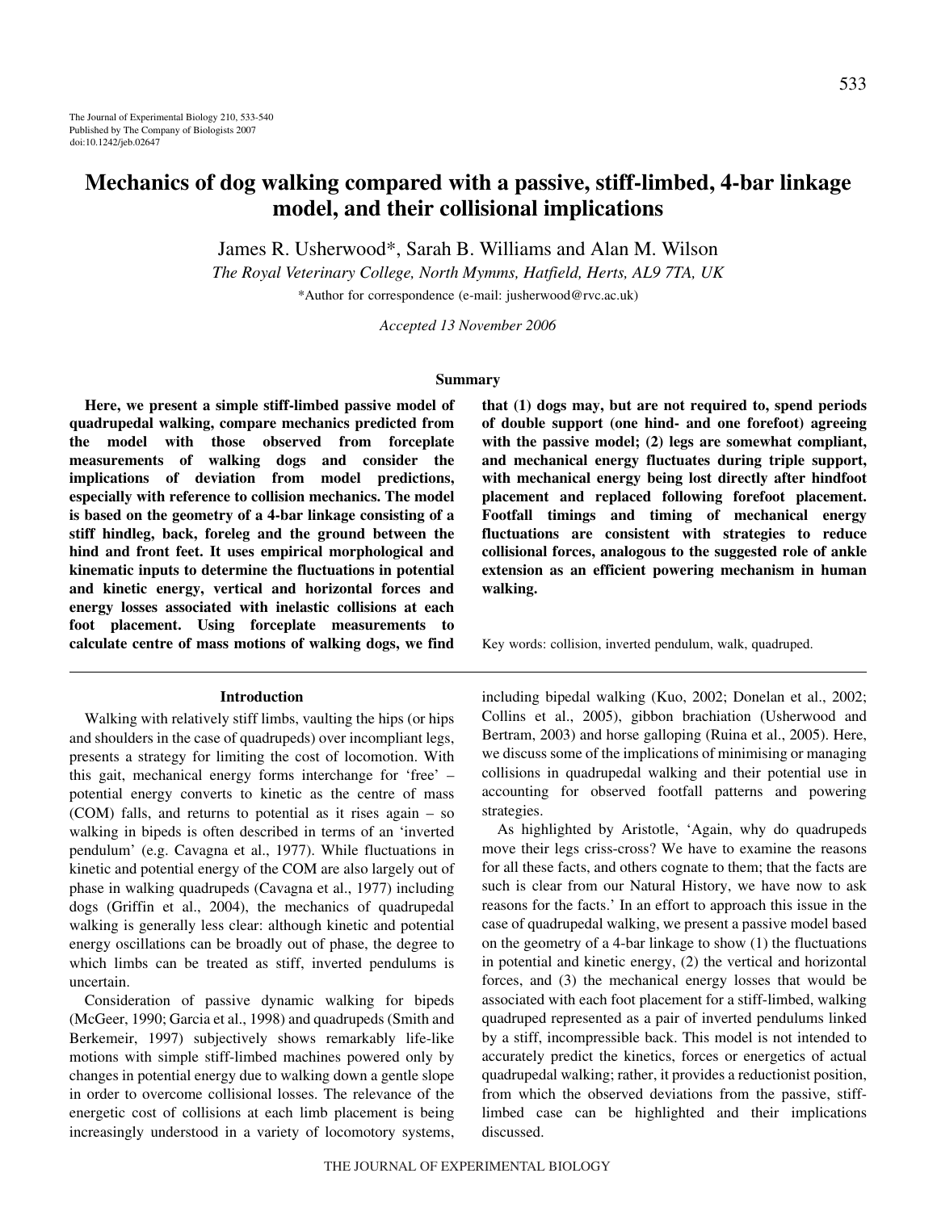# Mechanics of dog walking compared with a passive, stiff-limbed, 4-bar linkage model, and their collisional implications

James R. Usherwood*, Sarah B. Williams and Alan M. Wilson

*The Royal Veterinary College, North Mymms, Hatfield, Herts, AL9 7TA, UK*

*Author for correspondence (e-mail: jusherwood@rvc.ac.uk)

*Accepted 13 November 2006*

## Summary

**Here, we present a simple stiff-limbed passive model of quadrupedal walking, compare mechanics predicted from the model with those observed from forceplate measurements of walking dogs and consider the implications of deviation from model predictions, especially with reference to collision mechanics. The model is based on the geometry of a 4-bar linkage consisting of a stiff hindleg, back, foreleg and the ground between the hind and front feet. It uses empirical morphological and kinematic inputs to determine the fluctuations in potential and kinetic energy, vertical and horizontal forces and energy losses associated with inelastic collisions at each foot placement. Using forceplate measurements to calculate centre of mass motions of walking dogs, we find that (1) dogs may, but are not required to, spend periods of double support (one hind- and one forefoot) agreeing with the passive model; (2) legs are somewhat compliant, and mechanical energy fluctuates during triple support, with mechanical energy being lost directly after hindfoot placement and replaced following forefoot placement. Footfall timings and timing of mechanical energy fluctuations are consistent with strategies to reduce collisional forces, analogous to the suggested role of ankle extension as an efficient powering mechanism in human walking.**

Key words: collision, inverted pendulum, walk, quadruped.

## Introduction

Walking with relatively stiff limbs, vaulting the hips (or hips and shoulders in the case of quadrupeds) over incompliant legs, presents a strategy for limiting the cost of locomotion. With this gait, mechanical energy forms interchange for 'free' – potential energy converts to kinetic as the centre of mass (COM) falls, and returns to potential as it rises again – so walking in bipeds is often described in terms of an 'inverted pendulum' (e.g. Cavagna et al., 1977). While fluctuations in kinetic and potential energy of the COM are also largely out of phase in walking quadrupeds (Cavagna et al., 1977) including dogs (Griffin et al., 2004), the mechanics of quadrupedal walking is generally less clear: although kinetic and potential energy oscillations can be broadly out of phase, the degree to which limbs can be treated as stiff, inverted pendulums is uncertain.

Consideration of passive dynamic walking for bipeds (McGeer, 1990; Garcia et al., 1998) and quadrupeds (Smith and Berkemeir, 1997) subjectively shows remarkably life-like motions with simple stiff-limbed machines powered only by changes in potential energy due to walking down a gentle slope in order to overcome collisional losses. The relevance of the energetic cost of collisions at each limb placement is being increasingly understood in a variety of locomotory systems, including bipedal walking (Kuo, 2002; Donelan et al., 2002; Collins et al., 2005), gibbon brachiation (Usherwood and Bertram, 2003) and horse galloping (Ruina et al., 2005). Here, we discuss some of the implications of minimising or managing collisions in quadrupedal walking and their potential use in accounting for observed footfall patterns and powering strategies.

As highlighted by Aristotle, 'Again, why do quadrupeds move their legs criss-cross? We have to examine the reasons for all these facts, and others cognate to them; that the facts are such is clear from our Natural History, we have now to ask reasons for the facts.' In an effort to approach this issue in the case of quadrupedal walking, we present a passive model based on the geometry of a 4-bar linkage to show (1) the fluctuations in potential and kinetic energy, (2) the vertical and horizontal forces, and (3) the mechanical energy losses that would be associated with each foot placement for a stiff-limbed, walking quadruped represented as a pair of inverted pendulums linked by a stiff, incompressible back. This model is not intended to accurately predict the kinetics, forces or energetics of actual quadrupedal walking; rather, it provides a reductionist position, from which the observed deviations from the passive, stiff-limbed case can be highlighted and their implications discussed.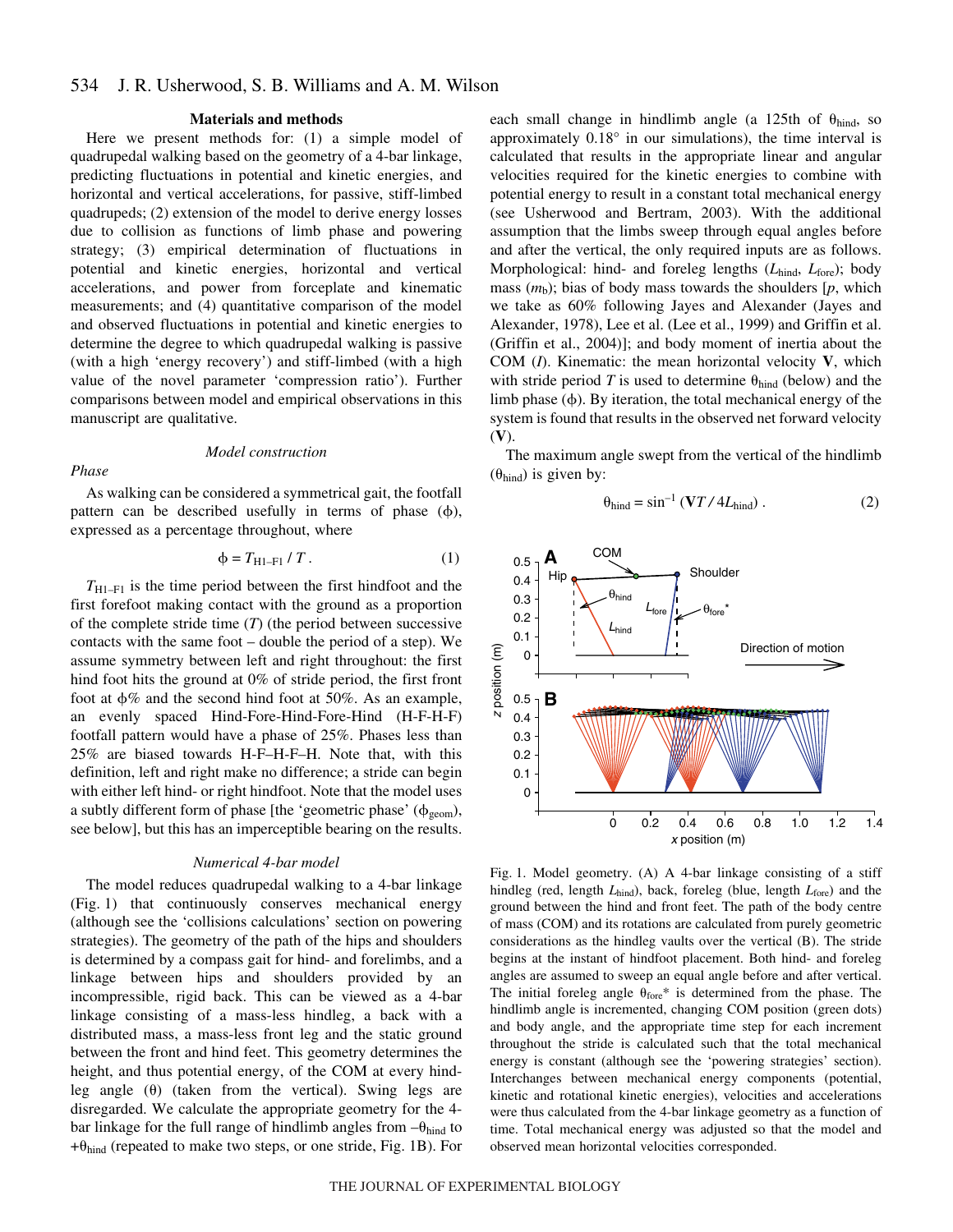## Materials and methods

Here we present methods for: (1) a simple model of quadrupedal walking based on the geometry of a 4-bar linkage, predicting fluctuations in potential and kinetic energies, and horizontal and vertical accelerations, for passive, stiff-limbed quadrupeds; (2) extension of the model to derive energy losses due to collision as functions of limb phase and powering strategy; (3) empirical determination of fluctuations in potential and kinetic energies, horizontal and vertical accelerations, and power from forceplate and kinematic measurements; and (4) quantitative comparison of the model and observed fluctuations in potential and kinetic energies to determine the degree to which quadrupedal walking is passive (with a high 'energy recovery') and stiff-limbed (with a high value of the novel parameter 'compression ratio'). Further comparisons between model and empirical observations in this manuscript are qualitative.

### *Model construction*

#### *Phase*

As walking can be considered a symmetrical gait, the footfall pattern can be described usefully in terms of phase ($\phi$), expressed as a percentage throughout, where

$$\phi = T_{\mathrm{H1-F1}} / T\,. \tag{1}$$

$T_{\mathrm{H1-F1}}$ is the time period between the first hindfoot and the first forefoot making contact with the ground as a proportion of the complete stride time ($T$) (the period between successive contacts with the same foot – double the period of a step). We assume symmetry between left and right throughout: the first hind foot hits the ground at 0% of stride period, the first front foot at $\phi$% and the second hind foot at 50%. As an example, an evenly spaced Hind-Fore-Hind-Fore-Hind (H-F-H-F) footfall pattern would have a phase of 25%. Phases less than 25% are biased towards H-F–H-F–H. Note that, with this definition, left and right make no difference; a stride can begin with either left hind- or right hindfoot. Note that the model uses a subtly different form of phase [the 'geometric phase' ($\phi_{\mathrm{geom}}$), see below], but this has an imperceptible bearing on the results.

### *Numerical 4-bar model*

The model reduces quadrupedal walking to a 4-bar linkage (Fig. 1) that continuously conserves mechanical energy (although see the 'collisions calculations' section on powering strategies). The geometry of the path of the hips and shoulders is determined by a compass gait for hind- and forelimbs, and a linkage between hips and shoulders provided by an incompressible, rigid back. This can be viewed as a 4-bar linkage consisting of a mass-less hindleg, a back with a distributed mass, a mass-less front leg and the static ground between the front and hind feet. This geometry determines the height, and thus potential energy, of the COM at every hindleg angle ($\theta$) (taken from the vertical). Swing legs are disregarded. We calculate the appropriate geometry for the 4-bar linkage for the full range of hindlimb angles from $-\theta_{\mathrm{hind}}$ to $+\theta_{\mathrm{hind}}$ (repeated to make two steps, or one stride, Fig. 1B). For each small change in hindlimb angle (a 125th of $\theta_{\mathrm{hind}}$, so approximately 0.18° in our simulations), the time interval is calculated that results in the appropriate linear and angular velocities required for the kinetic energies to combine with potential energy to result in a constant total mechanical energy (see Usherwood and Bertram, 2003). With the additional assumption that the limbs sweep through equal angles before and after the vertical, the only required inputs are as follows. Morphological: hind- and foreleg lengths ($L_{\mathrm{hind}}$, $L_{\mathrm{fore}}$); body mass ($m_{\mathrm{b}}$); bias of body mass towards the shoulders [$p$, which we take as 60% following Jayes and Alexander (Jayes and Alexander, 1978), Lee et al. (Lee et al., 1999) and Griffin et al. (Griffin et al., 2004)]; and body moment of inertia about the COM ($I$). Kinematic: the mean horizontal velocity $\mathbf{V}$, which with stride period $T$ is used to determine $\theta_{\mathrm{hind}}$ (below) and the limb phase ($\phi$). By iteration, the total mechanical energy of the system is found that results in the observed net forward velocity ($\mathbf{V}$).

The maximum angle swept from the vertical of the hindlimb ($\theta_{\mathrm{hind}}$) is given by:

$$\theta_{\mathrm{hind}} = \sin^{-1}(\mathbf{V}T / 4L_{\mathrm{hind}})\,. \tag{2}$$

Fig. 1. Model geometry. (A) A 4-bar linkage consisting of a stiff hindleg (red, length $L_{\mathrm{hind}}$), back, foreleg (blue, length $L_{\mathrm{fore}}$) and the ground between the hind and front feet. The path of the body centre of mass (COM) and its rotations are calculated from purely geometric considerations as the hindleg vaults over the vertical (B). The stride begins at the instant of hindfoot placement. Both hind- and foreleg angles are assumed to sweep an equal angle before and after vertical. The initial foreleg angle $\theta_{\mathrm{fore}}$* is determined from the phase. The hindlimb angle is incremented, changing COM position (green dots) and body angle, and the appropriate time step for each increment throughout the stride is calculated such that the total mechanical energy is constant (although see the 'powering strategies' section). Interchanges between mechanical energy components (potential, kinetic and rotational kinetic energies), velocities and accelerations were thus calculated from the 4-bar linkage geometry as a function of time. Total mechanical energy was adjusted so that the model and observed mean horizontal velocities corresponded.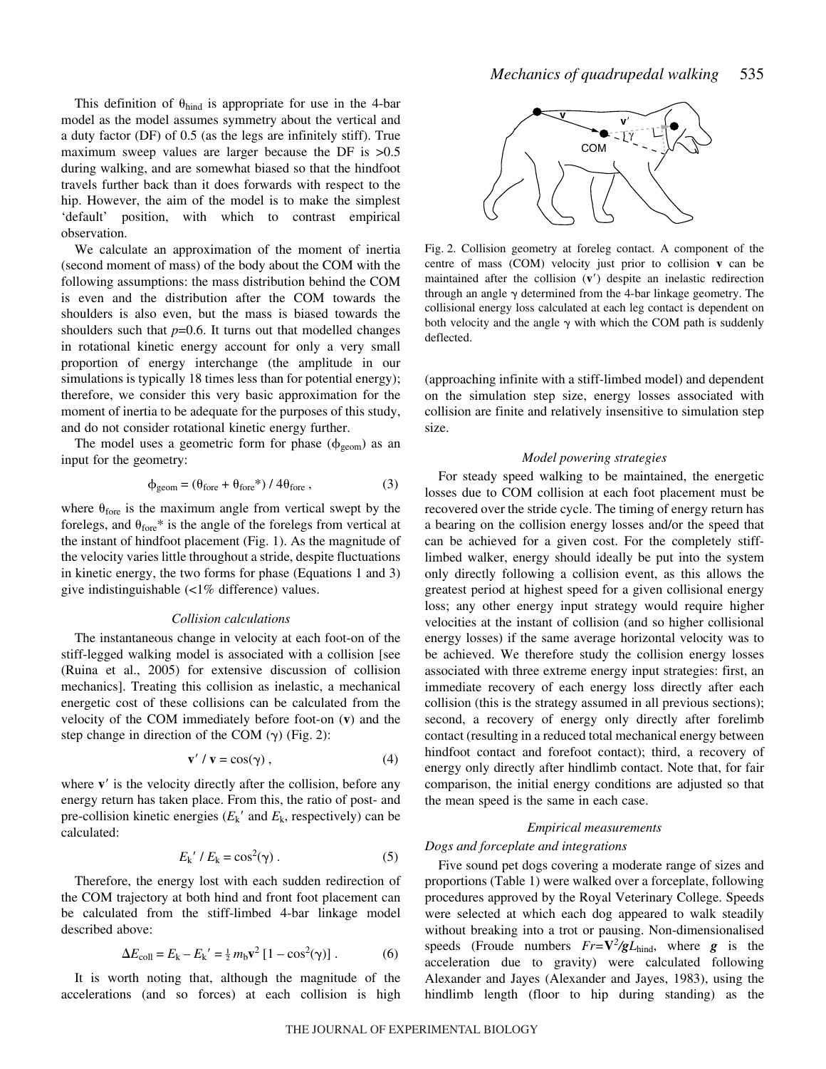This definition of $\theta_{hind}$ is appropriate for use in the 4-bar model as the model assumes symmetry about the vertical and a duty factor (DF) of 0.5 (as the legs are infinitely stiff). True maximum sweep values are larger because the DF is >0.5 during walking, and are somewhat biased so that the hindfoot travels further back than it does forwards with respect to the hip. However, the aim of the model is to make the simplest 'default' position, with which to contrast empirical observation.

We calculate an approximation of the moment of inertia (second moment of mass) of the body about the COM with the following assumptions: the mass distribution behind the COM is even and the distribution after the COM towards the shoulders is also even, but the mass is biased towards the shoulders such that $p$=0.6. It turns out that modelled changes in rotational kinetic energy account for only a very small proportion of energy interchange (the amplitude in our simulations is typically 18 times less than for potential energy); therefore, we consider this very basic approximation for the moment of inertia to be adequate for the purposes of this study, and do not consider rotational kinetic energy further.

The model uses a geometric form for phase ($\phi_{geom}$) as an input for the geometry:

$$\phi_{geom} = (\theta_{fore} + \theta_{fore}^*) / 4\theta_{fore} \,, \tag{3}$$

where $\theta_{fore}$ is the maximum angle from vertical swept by the forelegs, and $\theta_{fore}^*$ is the angle of the forelegs from vertical at the instant of hindfoot placement (Fig. 1). As the magnitude of the velocity varies little throughout a stride, despite fluctuations in kinetic energy, the two forms for phase (Equations 1 and 3) give indistinguishable (<1% difference) values.

### Collision calculations

The instantaneous change in velocity at each foot-on of the stiff-legged walking model is associated with a collision [see (Ruina et al., 2005) for extensive discussion of collision mechanics]. Treating this collision as inelastic, a mechanical energetic cost of these collisions can be calculated from the velocity of the COM immediately before foot-on (**v**) and the step change in direction of the COM ($\gamma$) (Fig. 2):

$$\mathbf{v}' / \mathbf{v} = \cos(\gamma) \,, \tag{4}$$

where $\mathbf{v}'$ is the velocity directly after the collision, before any energy return has taken place. From this, the ratio of post- and pre-collision kinetic energies ($E_k'$ and $E_k$, respectively) can be calculated:

$$E_k' / E_k = \cos^2(\gamma) \,. \tag{5}$$

Therefore, the energy lost with each sudden redirection of the COM trajectory at both hind and front foot placement can be calculated from the stiff-limbed 4-bar linkage model described above:

$$\Delta E_{coll} = E_k - E_k' = \tfrac{1}{2}\, m_b \mathbf{v}^2 \,[1 - \cos^2(\gamma)] \,. \tag{6}$$

It is worth noting that, although the magnitude of the accelerations (and so forces) at each collision is high (approaching infinite with a stiff-limbed model) and dependent on the simulation step size, energy losses associated with collision are finite and relatively insensitive to simulation step size.

Fig. 2. Collision geometry at foreleg contact. A component of the centre of mass (COM) velocity just prior to collision **v** can be maintained after the collision ($\mathbf{v}'$) despite an inelastic redirection through an angle $\gamma$ determined from the 4-bar linkage geometry. The collisional energy loss calculated at each leg contact is dependent on both velocity and the angle $\gamma$ with which the COM path is suddenly deflected.

### Model powering strategies

For steady speed walking to be maintained, the energetic losses due to COM collision at each foot placement must be recovered over the stride cycle. The timing of energy return has a bearing on the collision energy losses and/or the speed that can be achieved for a given cost. For the completely stiff-limbed walker, energy should ideally be put into the system only directly following a collision event, as this allows the greatest period at highest speed for a given collisional energy loss; any other energy input strategy would require higher velocities at the instant of collision (and so higher collisional energy losses) if the same average horizontal velocity was to be achieved. We therefore study the collision energy losses associated with three extreme energy input strategies: first, an immediate recovery of each energy loss directly after each collision (this is the strategy assumed in all previous sections); second, a recovery of energy only directly after forelimb contact (resulting in a reduced total mechanical energy between hindfoot contact and forefoot contact); third, a recovery of energy only directly after hindlimb contact. Note that, for fair comparison, the initial energy conditions are adjusted so that the mean speed is the same in each case.

### Empirical measurements

#### *Dogs and forceplate and integrations*

Five sound pet dogs covering a moderate range of sizes and proportions (Table 1) were walked over a forceplate, following procedures approved by the Royal Veterinary College. Speeds were selected at which each dog appeared to walk steadily without breaking into a trot or pausing. Non-dimensionalised speeds (Froude numbers $Fr$=$\mathbf{V}^2/\boldsymbol{g}L_{hind}$, where $\boldsymbol{g}$ is the acceleration due to gravity) were calculated following Alexander and Jayes (Alexander and Jayes, 1983), using the hindlimb length (floor to hip during standing) as the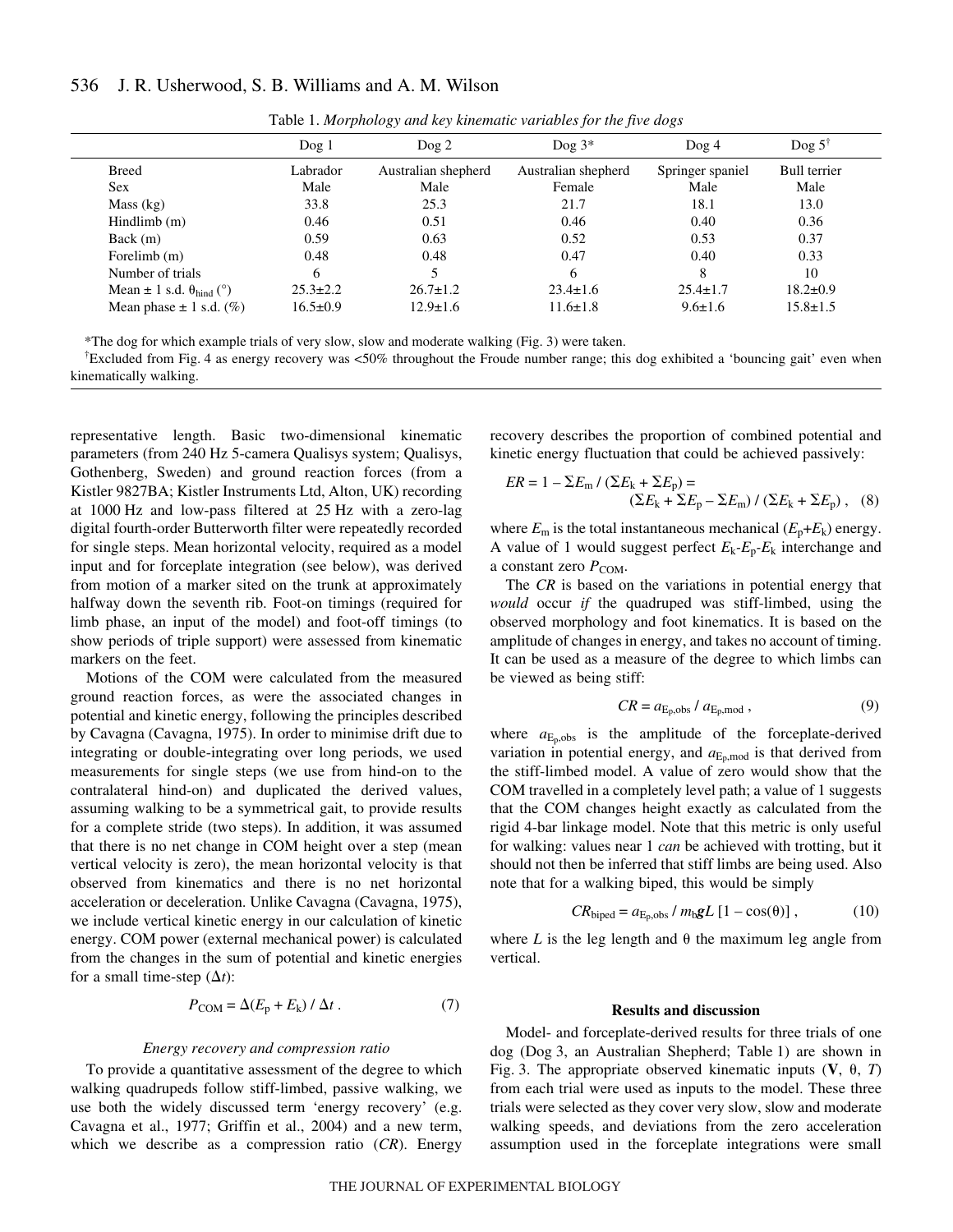Table 1. *Morphology and key kinematic variables for the five dogs*

| | Dog 1 | Dog 2 | Dog 3* | Dog 4 | Dog 5[†] |
|---|---|---|---|---|---|
| Breed | Labrador | Australian shepherd | Australian shepherd | Springer spaniel | Bull terrier |
| Sex | Male | Male | Female | Male | Male |
| Mass (kg) | 33.8 | 25.3 | 21.7 | 18.1 | 13.0 |
| Hindlimb (m) | 0.46 | 0.51 | 0.46 | 0.40 | 0.36 |
| Back (m) | 0.59 | 0.63 | 0.52 | 0.53 | 0.37 |
| Forelimb (m) | 0.48 | 0.48 | 0.47 | 0.40 | 0.33 |
| Number of trials | 6 | 5 | 6 | 8 | 10 |
| Mean ± 1 s.d. $\theta_{hind}$ (°) | 25.3±2.2 | 26.7±1.2 | 23.4±1.6 | 25.4±1.7 | 18.2±0.9 |
| Mean phase ± 1 s.d. (%) | 16.5±0.9 | 12.9±1.6 | 11.6±1.8 | 9.6±1.6 | 15.8±1.5 |

*The dog for which example trials of very slow, slow and moderate walking (Fig. 3) were taken.

[†]Excluded from Fig. 4 as energy recovery was <50% throughout the Froude number range; this dog exhibited a 'bouncing gait' even when kinematically walking.

representative length. Basic two-dimensional kinematic parameters (from 240 Hz 5-camera Qualisys system; Qualisys, Gothenberg, Sweden) and ground reaction forces (from a Kistler 9827BA; Kistler Instruments Ltd, Alton, UK) recording at 1000 Hz and low-pass filtered at 25 Hz with a zero-lag digital fourth-order Butterworth filter were repeatedly recorded for single steps. Mean horizontal velocity, required as a model input and for forceplate integration (see below), was derived from motion of a marker sited on the trunk at approximately halfway down the seventh rib. Foot-on timings (required for limb phase, an input of the model) and foot-off timings (to show periods of triple support) were assessed from kinematic markers on the feet.

Motions of the COM were calculated from the measured ground reaction forces, as were the associated changes in potential and kinetic energy, following the principles described by Cavagna (Cavagna, 1975). In order to minimise drift due to integrating or double-integrating over long periods, we used measurements for single steps (we use from hind-on to the contralateral hind-on) and duplicated the derived values, assuming walking to be a symmetrical gait, to provide results for a complete stride (two steps). In addition, it was assumed that there is no net change in COM height over a step (mean vertical velocity is zero), the mean horizontal velocity is that observed from kinematics and there is no net horizontal acceleration or deceleration. Unlike Cavagna (Cavagna, 1975), we include vertical kinetic energy in our calculation of kinetic energy. COM power (external mechanical power) is calculated from the changes in the sum of potential and kinetic energies for a small time-step ($\Delta t$):

$$P_{COM} = \Delta(E_p + E_k) / \Delta t\,. \quad (7)$$

#### *Energy recovery and compression ratio*

To provide a quantitative assessment of the degree to which walking quadrupeds follow stiff-limbed, passive walking, we use both the widely discussed term 'energy recovery' (e.g. Cavagna et al., 1977; Griffin et al., 2004) and a new term, which we describe as a compression ratio (*CR*). Energy recovery describes the proportion of combined potential and kinetic energy fluctuation that could be achieved passively:

$$ER = 1 - \Sigma E_m / (\Sigma E_k + \Sigma E_p) = (\Sigma E_k + \Sigma E_p - \Sigma E_m) / (\Sigma E_k + \Sigma E_p)\,, \quad (8)$$

where $E_m$ is the total instantaneous mechanical ($E_p$+$E_k$) energy. A value of 1 would suggest perfect $E_k$-$E_p$-$E_k$ interchange and a constant zero $P_{COM}$.

The *CR* is based on the variations in potential energy that *would* occur *if* the quadruped was stiff-limbed, using the observed morphology and foot kinematics. It is based on the amplitude of changes in energy, and takes no account of timing. It can be used as a measure of the degree to which limbs can be viewed as being stiff:

$$CR = a_{E_p,obs} / a_{E_p,mod}\,, \quad (9)$$

where $a_{E_p,obs}$ is the amplitude of the forceplate-derived variation in potential energy, and $a_{E_p,mod}$ is that derived from the stiff-limbed model. A value of zero would show that the COM travelled in a completely level path; a value of 1 suggests that the COM changes height exactly as calculated from the rigid 4-bar linkage model. Note that this metric is only useful for walking: values near 1 *can* be achieved with trotting, but it should not then be inferred that stiff limbs are being used. Also note that for a walking biped, this would be simply

$$CR_{biped} = a_{E_p,obs} / m_b \boldsymbol{g} L\,[1 - \cos(\theta)]\,, \quad (10)$$

where $L$ is the leg length and $\theta$ the maximum leg angle from vertical.

## Results and discussion

Model- and forceplate-derived results for three trials of one dog (Dog 3, an Australian Shepherd; Table 1) are shown in Fig. 3. The appropriate observed kinematic inputs ($\mathbf{V}$, $\theta$, $T$) from each trial were used as inputs to the model. These three trials were selected as they cover very slow, slow and moderate walking speeds, and deviations from the zero acceleration assumption used in the forceplate integrations were small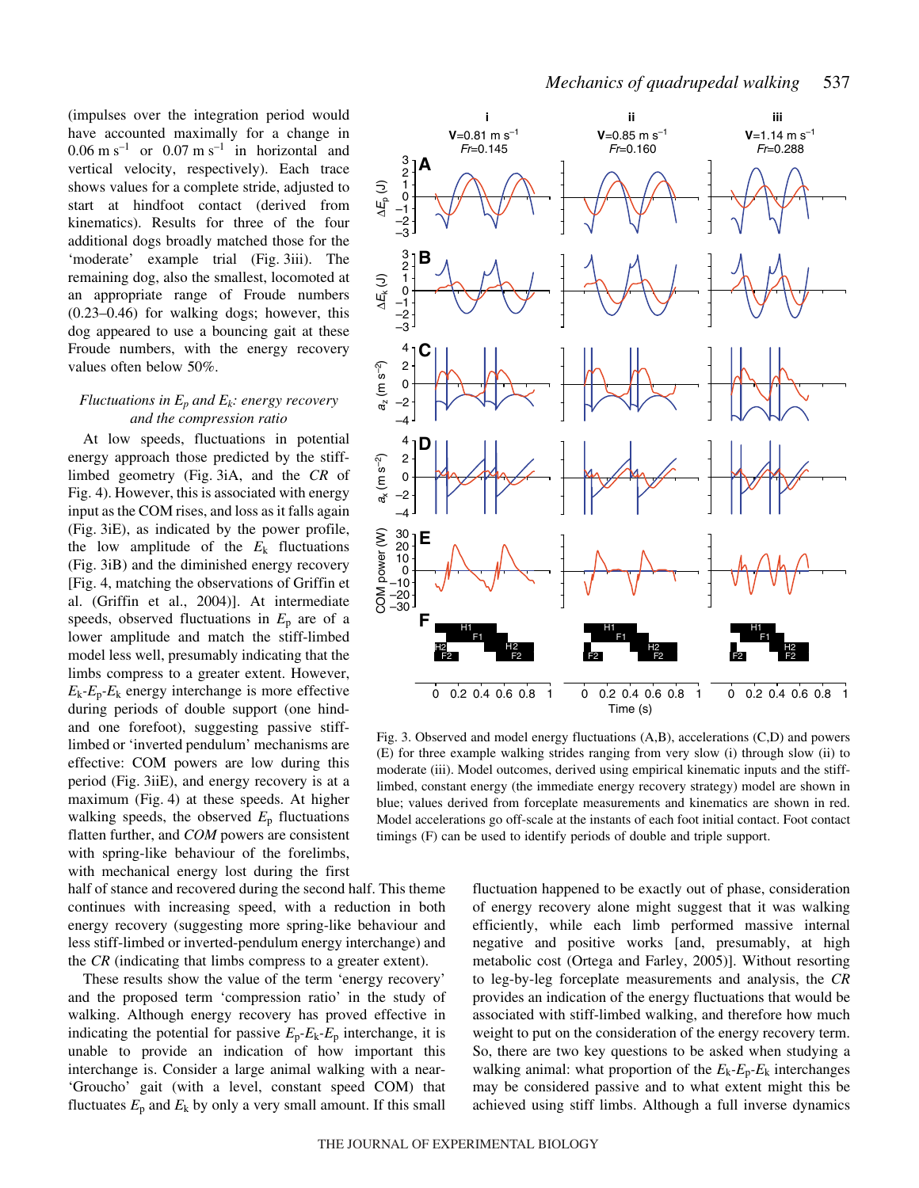(impulses over the integration period would have accounted maximally for a change in 0.06 m $s^{-1}$ or 0.07 m $s^{-1}$ in horizontal and vertical velocity, respectively). Each trace shows values for a complete stride, adjusted to start at hindfoot contact (derived from kinematics). Results for three of the four additional dogs broadly matched those for the 'moderate' example trial (Fig. 3iii). The remaining dog, also the smallest, locomoted at an appropriate range of Froude numbers (0.23–0.46) for walking dogs; however, this dog appeared to use a bouncing gait at these Froude numbers, with the energy recovery values often below 50%.

### *Fluctuations in $E_p$ and $E_k$: energy recovery and the compression ratio*

At low speeds, fluctuations in potential energy approach those predicted by the stiff-limbed geometry (Fig. 3iA, and the *CR* of Fig. 4). However, this is associated with energy input as the COM rises, and loss as it falls again (Fig. 3iE), as indicated by the power profile, the low amplitude of the $E_k$ fluctuations (Fig. 3iB) and the diminished energy recovery [Fig. 4, matching the observations of Griffin et al. (Griffin et al., 2004)]. At intermediate speeds, observed fluctuations in $E_p$ are of a lower amplitude and match the stiff-limbed model less well, presumably indicating that the limbs compress to a greater extent. However, $E_k$-$E_p$-$E_k$ energy interchange is more effective during periods of double support (one hind- and one forefoot), suggesting passive stiff-limbed or 'inverted pendulum' mechanisms are effective: COM powers are low during this period (Fig. 3iiE), and energy recovery is at a maximum (Fig. 4) at these speeds. At higher walking speeds, the observed $E_p$ fluctuations flatten further, and *COM* powers are consistent with spring-like behaviour of the forelimbs, with mechanical energy lost during the first half of stance and recovered during the second half. This theme continues with increasing speed, with a reduction in both energy recovery (suggesting more spring-like behaviour and less stiff-limbed or inverted-pendulum energy interchange) and the *CR* (indicating that limbs compress to a greater extent).

These results show the value of the term 'energy recovery' and the proposed term 'compression ratio' in the study of walking. Although energy recovery has proved effective in indicating the potential for passive $E_p$-$E_k$-$E_p$ interchange, it is unable to provide an indication of how important this interchange is. Consider a large animal walking with a near-'Groucho' gait (with a level, constant speed COM) that fluctuates $E_p$ and $E_k$ by only a very small amount. If this small fluctuation happened to be exactly out of phase, consideration of energy recovery alone might suggest that it was walking efficiently, while each limb performed massive internal negative and positive works [and, presumably, at high metabolic cost (Ortega and Farley, 2005)]. Without resorting to leg-by-leg forceplate measurements and analysis, the *CR* provides an indication of the energy fluctuations that would be associated with stiff-limbed walking, and therefore how much weight to put on the consideration of the energy recovery term. So, there are two key questions to be asked when studying a walking animal: what proportion of the $E_k$-$E_p$-$E_k$ interchanges may be considered passive and to what extent might this be achieved using stiff limbs. Although a full inverse dynamics

Fig. 3. Observed and model energy fluctuations (A,B), accelerations (C,D) and powers (E) for three example walking strides ranging from very slow (i) through slow (ii) to moderate (iii). Model outcomes, derived using empirical kinematic inputs and the stiff-limbed, constant energy (the immediate energy recovery strategy) model are shown in blue; values derived from forceplate measurements and kinematics are shown in red. Model accelerations go off-scale at the instants of each foot initial contact. Foot contact timings (F) can be used to identify periods of double and triple support.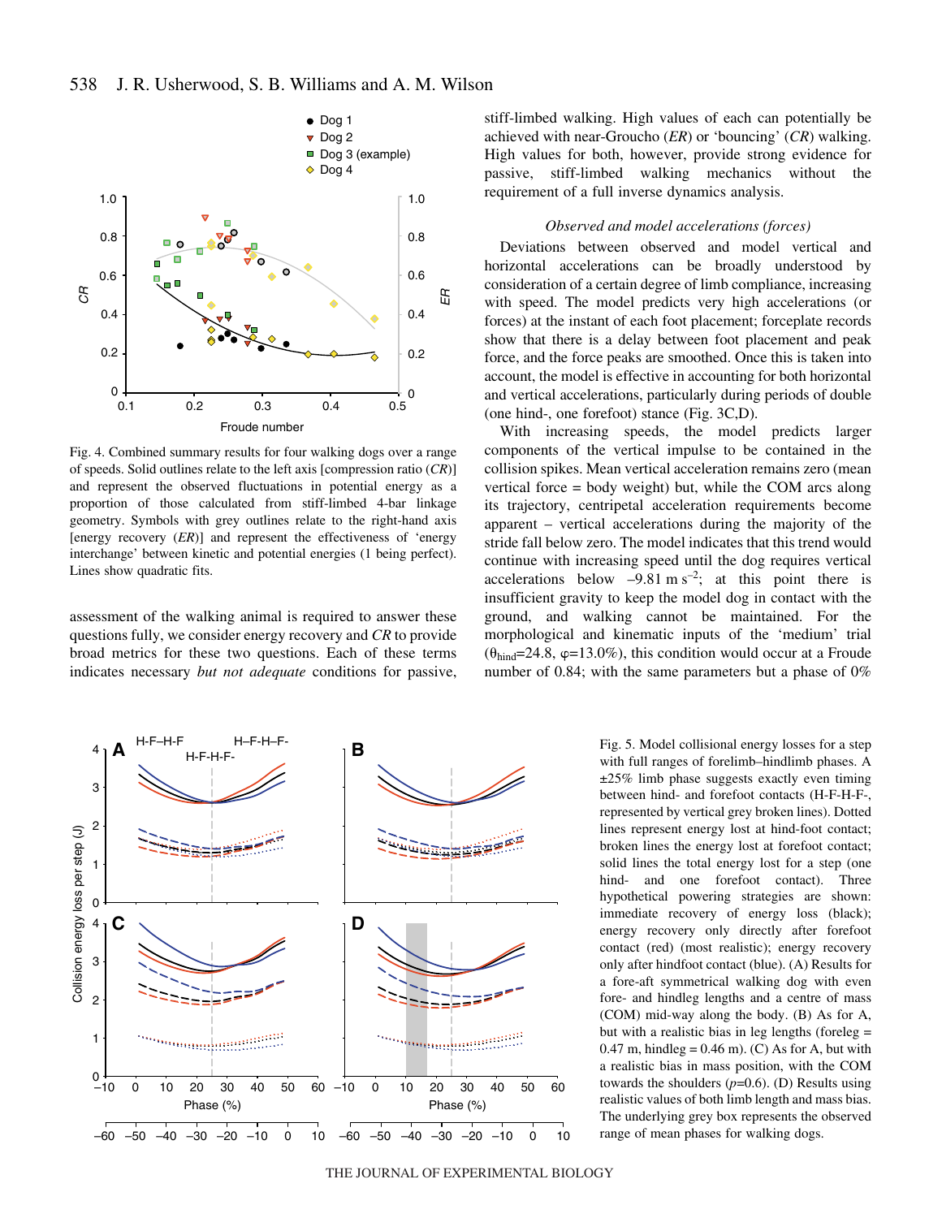Fig. 4. Combined summary results for four walking dogs over a range of speeds. Solid outlines relate to the left axis [compression ratio (*CR*)] and represent the observed fluctuations in potential energy as a proportion of those calculated from stiff-limbed 4-bar linkage geometry. Symbols with grey outlines relate to the right-hand axis [energy recovery (*ER*)] and represent the effectiveness of 'energy interchange' between kinetic and potential energies (1 being perfect). Lines show quadratic fits.

assessment of the walking animal is required to answer these questions fully, we consider energy recovery and *CR* to provide broad metrics for these two questions. Each of these terms indicates necessary *but not adequate* conditions for passive, stiff-limbed walking. High values of each can potentially be achieved with near-Groucho (*ER*) or 'bouncing' (*CR*) walking. High values for both, however, provide strong evidence for passive, stiff-limbed walking mechanics without the requirement of a full inverse dynamics analysis.

### *Observed and model accelerations (forces)*

Deviations between observed and model vertical and horizontal accelerations can be broadly understood by consideration of a certain degree of limb compliance, increasing with speed. The model predicts very high accelerations (or forces) at the instant of each foot placement; forceplate records show that there is a delay between foot placement and peak force, and the force peaks are smoothed. Once this is taken into account, the model is effective in accounting for both horizontal and vertical accelerations, particularly during periods of double (one hind-, one forefoot) stance (Fig. 3C,D).

With increasing speeds, the model predicts larger components of the vertical impulse to be contained in the collision spikes. Mean vertical acceleration remains zero (mean vertical force = body weight) but, while the COM arcs along its trajectory, centripetal acceleration requirements become apparent – vertical accelerations during the majority of the stride fall below zero. The model indicates that this trend would continue with increasing speed until the dog requires vertical accelerations below $-9.81\ \mathrm{m\,s^{-2}}$; at this point there is insufficient gravity to keep the model dog in contact with the ground, and walking cannot be maintained. For the morphological and kinematic inputs of the 'medium' trial ($\theta_{hind}$=24.8, $\varphi$=13.0%), this condition would occur at a Froude number of 0.84; with the same parameters but a phase of 0%

Fig. 5. Model collisional energy losses for a step with full ranges of forelimb–hindlimb phases. A ±25% limb phase suggests exactly even timing between hind- and forefoot contacts (H-F-H-F-, represented by vertical grey broken lines). Dotted lines represent energy lost at hind-foot contact; broken lines the energy lost at forefoot contact; solid lines the total energy lost for a step (one hind- and one forefoot contact). Three hypothetical powering strategies are shown: immediate recovery of energy loss (black); energy recovery only directly after forefoot contact (red) (most realistic); energy recovery only after hindfoot contact (blue). (A) Results for a fore-aft symmetrical walking dog with even fore- and hindleg lengths and a centre of mass (COM) mid-way along the body. (B) As for A, but with a realistic bias in leg lengths (foreleg = 0.47 m, hindleg = 0.46 m). (C) As for A, but with a realistic bias in mass position, with the COM towards the shoulders ($p$=0.6). (D) Results using realistic values of both limb length and mass bias. The underlying grey box represents the observed range of mean phases for walking dogs.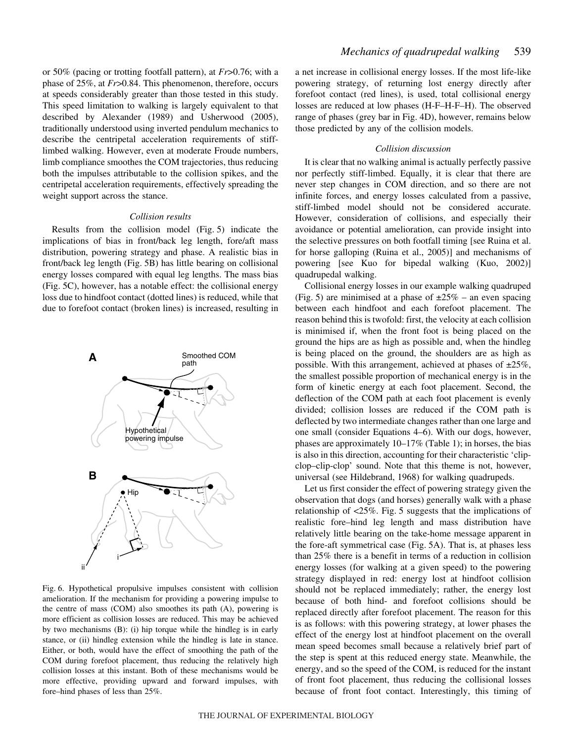or 50% (pacing or trotting footfall pattern), at $Fr>0.76$; with a phase of 25%, at $Fr>0.84$. This phenomenon, therefore, occurs at speeds considerably greater than those tested in this study. This speed limitation to walking is largely equivalent to that described by Alexander (1989) and Usherwood (2005), traditionally understood using inverted pendulum mechanics to describe the centripetal acceleration requirements of stiff-limbed walking. However, even at moderate Froude numbers, limb compliance smoothes the COM trajectories, thus reducing both the impulses attributable to the collision spikes, and the centripetal acceleration requirements, effectively spreading the weight support across the stance.

### *Collision results*

Results from the collision model (Fig. 5) indicate the implications of bias in front/back leg length, fore/aft mass distribution, powering strategy and phase. A realistic bias in front/back leg length (Fig. 5B) has little bearing on collisional energy losses compared with equal leg lengths. The mass bias (Fig. 5C), however, has a notable effect: the collisional energy loss due to hindfoot contact (dotted lines) is reduced, while that due to forefoot contact (broken lines) is increased, resulting in a net increase in collisional energy losses. If the most life-like powering strategy, of returning lost energy directly after forefoot contact (red lines), is used, total collisional energy losses are reduced at low phases (H-F–H-F–H). The observed range of phases (grey bar in Fig. 4D), however, remains below those predicted by any of the collision models.

Fig. 6. Hypothetical propulsive impulses consistent with collision amelioration. If the mechanism for providing a powering impulse to the centre of mass (COM) also smoothes its path (A), powering is more efficient as collision losses are reduced. This may be achieved by two mechanisms (B): (i) hip torque while the hindleg is in early stance, or (ii) hindleg extension while the hindleg is late in stance. Either, or both, would have the effect of smoothing the path of the COM during forefoot placement, thus reducing the relatively high collision losses at this instant. Both of these mechanisms would be more effective, providing upward and forward impulses, with fore–hind phases of less than 25%.

### *Collision discussion*

It is clear that no walking animal is actually perfectly passive nor perfectly stiff-limbed. Equally, it is clear that there are never step changes in COM direction, and so there are not infinite forces, and energy losses calculated from a passive, stiff-limbed model should not be considered accurate. However, consideration of collisions, and especially their avoidance or potential amelioration, can provide insight into the selective pressures on both footfall timing [see Ruina et al. for horse galloping (Ruina et al., 2005)] and mechanisms of powering [see Kuo for bipedal walking (Kuo, 2002)] quadrupedal walking.

Collisional energy losses in our example walking quadruped (Fig. 5) are minimised at a phase of ±25% – an even spacing between each hindfoot and each forefoot placement. The reason behind this is twofold: first, the velocity at each collision is minimised if, when the front foot is being placed on the ground the hips are as high as possible and, when the hindleg is being placed on the ground, the shoulders are as high as possible. With this arrangement, achieved at phases of ±25%, the smallest possible proportion of mechanical energy is in the form of kinetic energy at each foot placement. Second, the deflection of the COM path at each foot placement is evenly divided; collision losses are reduced if the COM path is deflected by two intermediate changes rather than one large and one small (consider Equations 4–6). With our dogs, however, phases are approximately 10–17% (Table 1); in horses, the bias is also in this direction, accounting for their characteristic 'clip-clop–clip-clop' sound. Note that this theme is not, however, universal (see Hildebrand, 1968) for walking quadrupeds.

Let us first consider the effect of powering strategy given the observation that dogs (and horses) generally walk with a phase relationship of <25%. Fig. 5 suggests that the implications of realistic fore–hind leg length and mass distribution have relatively little bearing on the take-home message apparent in the fore-aft symmetrical case (Fig. 5A). That is, at phases less than 25% there is a benefit in terms of a reduction in collision energy losses (for walking at a given speed) to the powering strategy displayed in red: energy lost at hindfoot collision should not be replaced immediately; rather, the energy lost because of both hind- and forefoot collisions should be replaced directly after forefoot placement. The reason for this is as follows: with this powering strategy, at lower phases the effect of the energy lost at hindfoot placement on the overall mean speed becomes small because a relatively brief part of the step is spent at this reduced energy state. Meanwhile, the energy, and so the speed of the COM, is reduced for the instant of front foot placement, thus reducing the collisional losses because of front foot contact. Interestingly, this timing of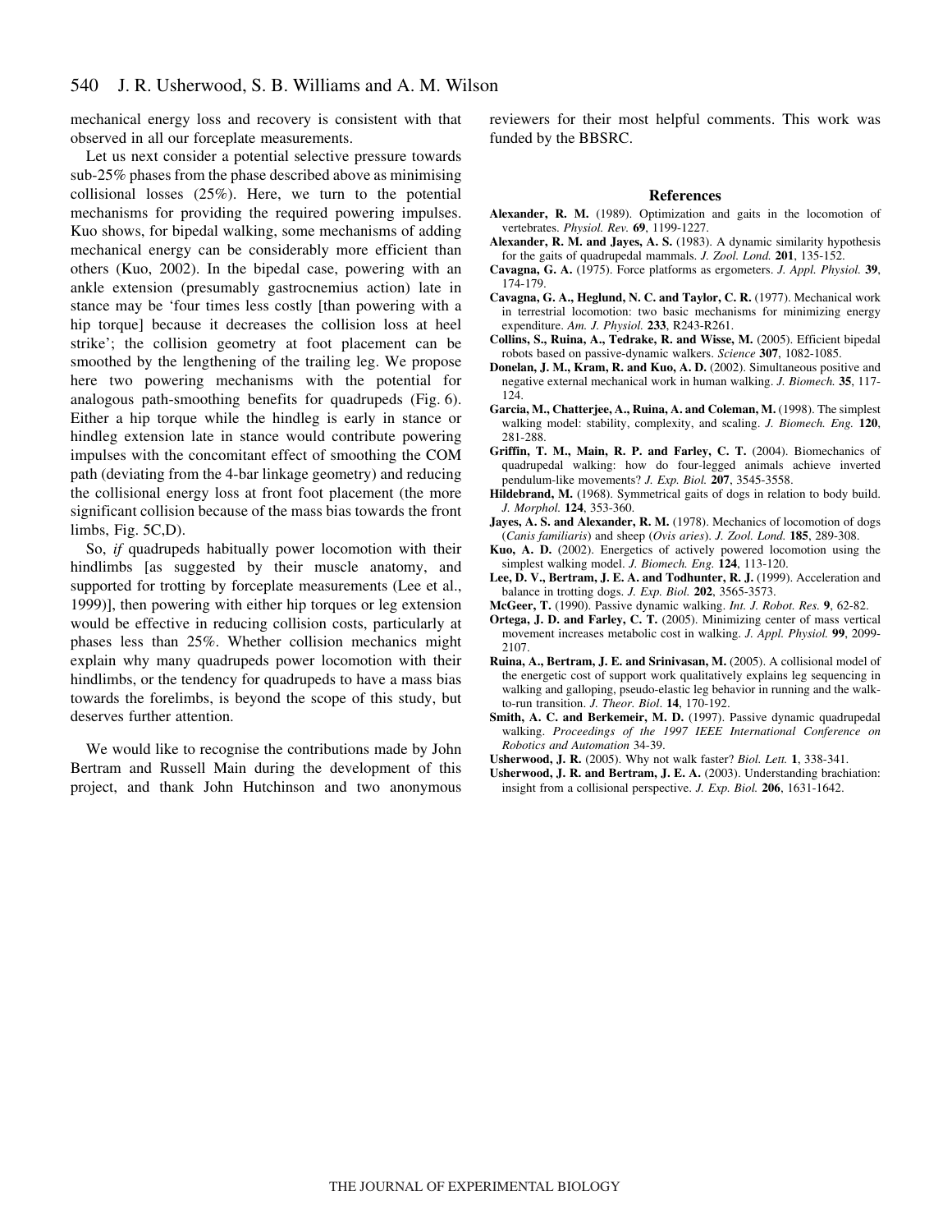mechanical energy loss and recovery is consistent with that observed in all our forceplate measurements.

Let us next consider a potential selective pressure towards sub-25% phases from the phase described above as minimising collisional losses (25%). Here, we turn to the potential mechanisms for providing the required powering impulses. Kuo shows, for bipedal walking, some mechanisms of adding mechanical energy can be considerably more efficient than others (Kuo, 2002). In the bipedal case, powering with an ankle extension (presumably gastrocnemius action) late in stance may be 'four times less costly [than powering with a hip torque] because it decreases the collision loss at heel strike'; the collision geometry at foot placement can be smoothed by the lengthening of the trailing leg. We propose here two powering mechanisms with the potential for analogous path-smoothing benefits for quadrupeds (Fig. 6). Either a hip torque while the hindleg is early in stance or hindleg extension late in stance would contribute powering impulses with the concomitant effect of smoothing the COM path (deviating from the 4-bar linkage geometry) and reducing the collisional energy loss at front foot placement (the more significant collision because of the mass bias towards the front limbs, Fig. 5C,D).

So, *if* quadrupeds habitually power locomotion with their hindlimbs [as suggested by their muscle anatomy, and supported for trotting by forceplate measurements (Lee et al., 1999)], then powering with either hip torques or leg extension would be effective in reducing collision costs, particularly at phases less than 25%. Whether collision mechanics might explain why many quadrupeds power locomotion with their hindlimbs, or the tendency for quadrupeds to have a mass bias towards the forelimbs, is beyond the scope of this study, but deserves further attention.

We would like to recognise the contributions made by John Bertram and Russell Main during the development of this project, and thank John Hutchinson and two anonymous reviewers for their most helpful comments. This work was funded by the BBSRC.

## References

**Alexander, R. M.** (1989). Optimization and gaits in the locomotion of vertebrates. *Physiol. Rev.* **69**, 1199-1227.

**Alexander, R. M. and Jayes, A. S.** (1983). A dynamic similarity hypothesis for the gaits of quadrupedal mammals. *J. Zool. Lond.* **201**, 135-152.

**Cavagna, G. A.** (1975). Force platforms as ergometers. *J. Appl. Physiol.* **39**, 174-179.

**Cavagna, G. A., Heglund, N. C. and Taylor, C. R.** (1977). Mechanical work in terrestrial locomotion: two basic mechanisms for minimizing energy expenditure. *Am. J. Physiol.* **233**, R243-R261.

**Collins, S., Ruina, A., Tedrake, R. and Wisse, M.** (2005). Efficient bipedal robots based on passive-dynamic walkers. *Science* **307**, 1082-1085.

**Donelan, J. M., Kram, R. and Kuo, A. D.** (2002). Simultaneous positive and negative external mechanical work in human walking. *J. Biomech.* **35**, 117-124.

**Garcia, M., Chatterjee, A., Ruina, A. and Coleman, M.** (1998). The simplest walking model: stability, complexity, and scaling. *J. Biomech. Eng.* **120**, 281-288.

**Griffin, T. M., Main, R. P. and Farley, C. T.** (2004). Biomechanics of quadrupedal walking: how do four-legged animals achieve inverted pendulum-like movements? *J. Exp. Biol.* **207**, 3545-3558.

**Hildebrand, M.** (1968). Symmetrical gaits of dogs in relation to body build. *J. Morphol.* **124**, 353-360.

**Jayes, A. S. and Alexander, R. M.** (1978). Mechanics of locomotion of dogs (*Canis familiaris*) and sheep (*Ovis aries*). *J. Zool. Lond.* **185**, 289-308.

**Kuo, A. D.** (2002). Energetics of actively powered locomotion using the simplest walking model. *J. Biomech. Eng.* **124**, 113-120.

**Lee, D. V., Bertram, J. E. A. and Todhunter, R. J.** (1999). Acceleration and balance in trotting dogs. *J. Exp. Biol.* **202**, 3565-3573.

**McGeer, T.** (1990). Passive dynamic walking. *Int. J. Robot. Res.* **9**, 62-82.

**Ortega, J. D. and Farley, C. T.** (2005). Minimizing center of mass vertical movement increases metabolic cost in walking. *J. Appl. Physiol.* **99**, 2099-2107.

**Ruina, A., Bertram, J. E. and Srinivasan, M.** (2005). A collisional model of the energetic cost of support work qualitatively explains leg sequencing in walking and galloping, pseudo-elastic leg behavior in running and the walk-to-run transition. *J. Theor. Biol*. **14**, 170-192.

**Smith, A. C. and Berkemeir, M. D.** (1997). Passive dynamic quadrupedal walking. *Proceedings of the 1997 IEEE International Conference on Robotics and Automation* 34-39.

**Usherwood, J. R.** (2005). Why not walk faster? *Biol. Lett.* **1**, 338-341.

**Usherwood, J. R. and Bertram, J. E. A.** (2003). Understanding brachiation: insight from a collisional perspective. *J. Exp. Biol.* **206**, 1631-1642.